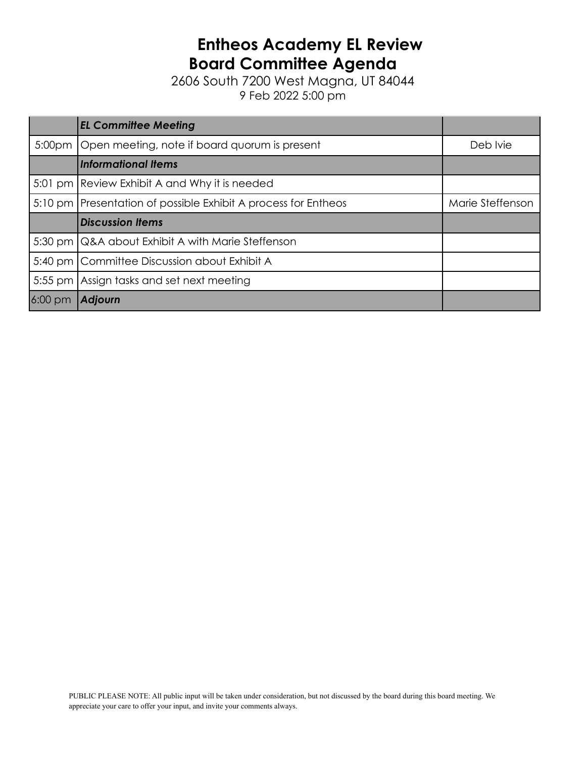# Entheos Academy EL Review
# Board Committee Agenda

2606 South 7200 West Magna, UT 84044
9 Feb 2022 5:00 pm

| | ***EL Committee Meeting*** | |
|---|---|---|
| 5:00pm | Open meeting, note if board quorum is present | Deb Ivie |
| | ***Informational Items*** | |
| 5:01 pm | Review Exhibit A and Why it is needed | |
| 5:10 pm | Presentation of possible Exhibit A process for Entheos | Marie Steffenson |
| | ***Discussion Items*** | |
| 5:30 pm | Q&A about Exhibit A with Marie Steffenson | |
| 5:40 pm | Committee Discussion about Exhibit A | |
| 5:55 pm | Assign tasks and set next meeting | |
| 6:00 pm | ***Adjourn*** | |

PUBLIC PLEASE NOTE: All public input will be taken under consideration, but not discussed by the board during this board meeting. We appreciate your care to offer your input, and invite your comments always.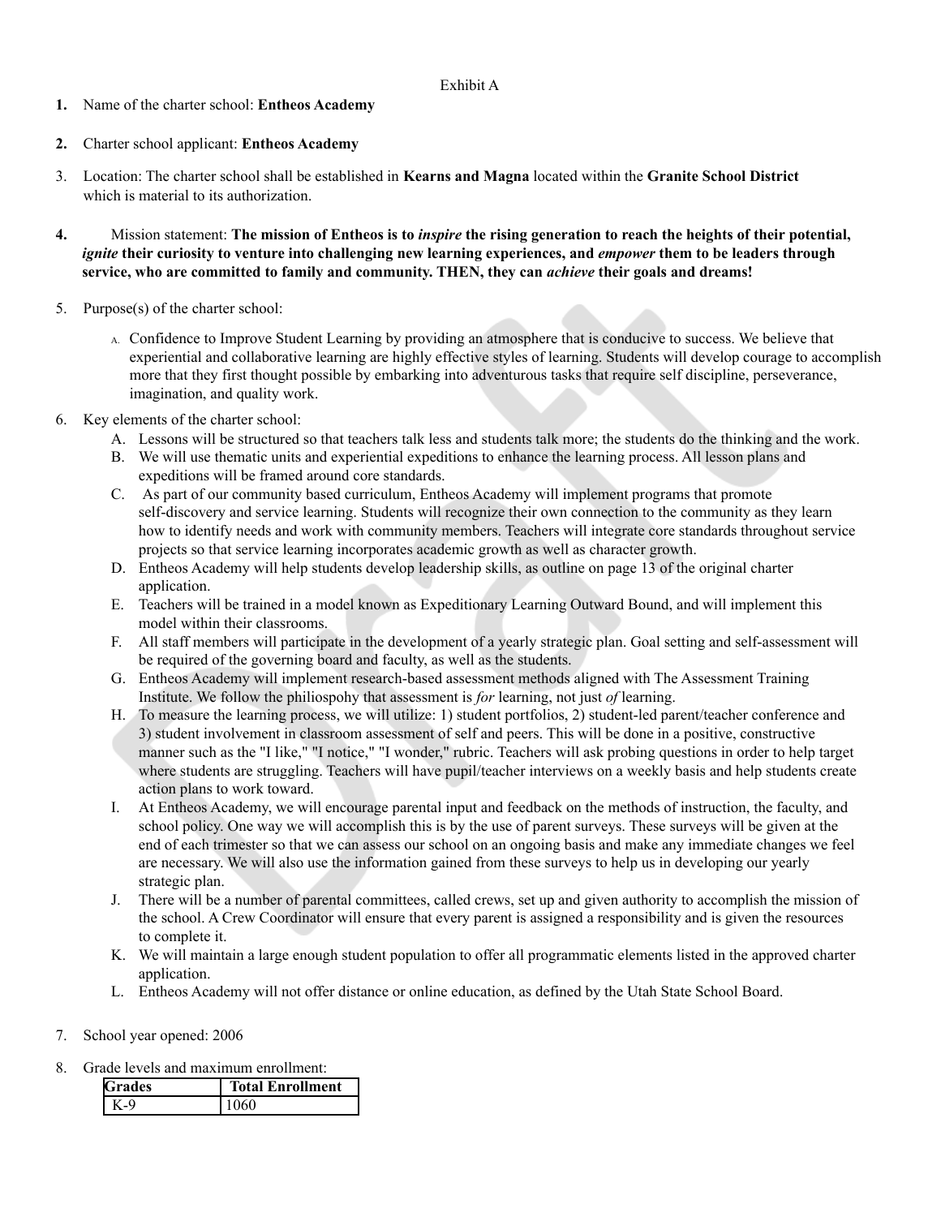Exhibit A

1. Name of the charter school: **Entheos Academy**

2. Charter school applicant: **Entheos Academy**

3. Location: The charter school shall be established in **Kearns and Magna** located within the **Granite School District** which is material to its authorization.

4. Mission statement: **The mission of Entheos is to *inspire* the rising generation to reach the heights of their potential, *ignite* their curiosity to venture into challenging new learning experiences, and *empower* them to be leaders through service, who are committed to family and community. THEN, they can *achieve* their goals and dreams!**

5. Purpose(s) of the charter school:

   A. Confidence to Improve Student Learning by providing an atmosphere that is conducive to success. We believe that experiential and collaborative learning are highly effective styles of learning. Students will develop courage to accomplish more that they first thought possible by embarking into adventurous tasks that require self discipline, perseverance, imagination, and quality work.

6. Key elements of the charter school:
   A. Lessons will be structured so that teachers talk less and students talk more; the students do the thinking and the work.
   B. We will use thematic units and experiential expeditions to enhance the learning process. All lesson plans and expeditions will be framed around core standards.
   C. As part of our community based curriculum, Entheos Academy will implement programs that promote self-discovery and service learning. Students will recognize their own connection to the community as they learn how to identify needs and work with community members. Teachers will integrate core standards throughout service projects so that service learning incorporates academic growth as well as character growth.
   D. Entheos Academy will help students develop leadership skills, as outline on page 13 of the original charter application.
   E. Teachers will be trained in a model known as Expeditionary Learning Outward Bound, and will implement this model within their classrooms.
   F. All staff members will participate in the development of a yearly strategic plan. Goal setting and self-assessment will be required of the governing board and faculty, as well as the students.
   G. Entheos Academy will implement research-based assessment methods aligned with The Assessment Training Institute. We follow the philiospohy that assessment is *for* learning, not just *of* learning.
   H. To measure the learning process, we will utilize: 1) student portfolios, 2) student-led parent/teacher conference and 3) student involvement in classroom assessment of self and peers. This will be done in a positive, constructive manner such as the "I like," "I notice," "I wonder," rubric. Teachers will ask probing questions in order to help target where students are struggling. Teachers will have pupil/teacher interviews on a weekly basis and help students create action plans to work toward.
   I. At Entheos Academy, we will encourage parental input and feedback on the methods of instruction, the faculty, and school policy. One way we will accomplish this is by the use of parent surveys. These surveys will be given at the end of each trimester so that we can assess our school on an ongoing basis and make any immediate changes we feel are necessary. We will also use the information gained from these surveys to help us in developing our yearly strategic plan.
   J. There will be a number of parental committees, called crews, set up and given authority to accomplish the mission of the school. A Crew Coordinator will ensure that every parent is assigned a responsibility and is given the resources to complete it.
   K. We will maintain a large enough student population to offer all programmatic elements listed in the approved charter application.
   L. Entheos Academy will not offer distance or online education, as defined by the Utah State School Board.

7. School year opened: 2006

8. Grade levels and maximum enrollment:

| Grades | Total Enrollment |
|---|---|
| K-9 | 1060 |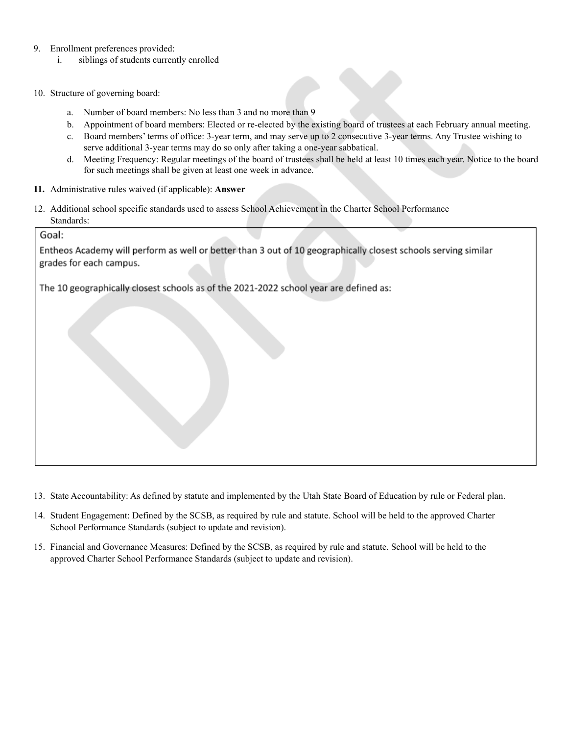9. Enrollment preferences provided:
   i. siblings of students currently enrolled

10. Structure of governing board:

    a. Number of board members: No less than 3 and no more than 9
    b. Appointment of board members: Elected or re-elected by the existing board of trustees at each February annual meeting.
    c. Board members' terms of office: 3-year term, and may serve up to 2 consecutive 3-year terms. Any Trustee wishing to serve additional 3-year terms may do so only after taking a one-year sabbatical.
    d. Meeting Frequency: Regular meetings of the board of trustees shall be held at least 10 times each year. Notice to the board for such meetings shall be given at least one week in advance.

11. Administrative rules waived (if applicable): **Answer**

12. Additional school specific standards used to assess School Achievement in the Charter School Performance Standards:

Goal:

Entheos Academy will perform as well or better than 3 out of 10 geographically closest schools serving similar grades for each campus.

The 10 geographically closest schools as of the 2021-2022 school year are defined as:

13. State Accountability: As defined by statute and implemented by the Utah State Board of Education by rule or Federal plan.

14. Student Engagement: Defined by the SCSB, as required by rule and statute. School will be held to the approved Charter School Performance Standards (subject to update and revision).

15. Financial and Governance Measures: Defined by the SCSB, as required by rule and statute. School will be held to the approved Charter School Performance Standards (subject to update and revision).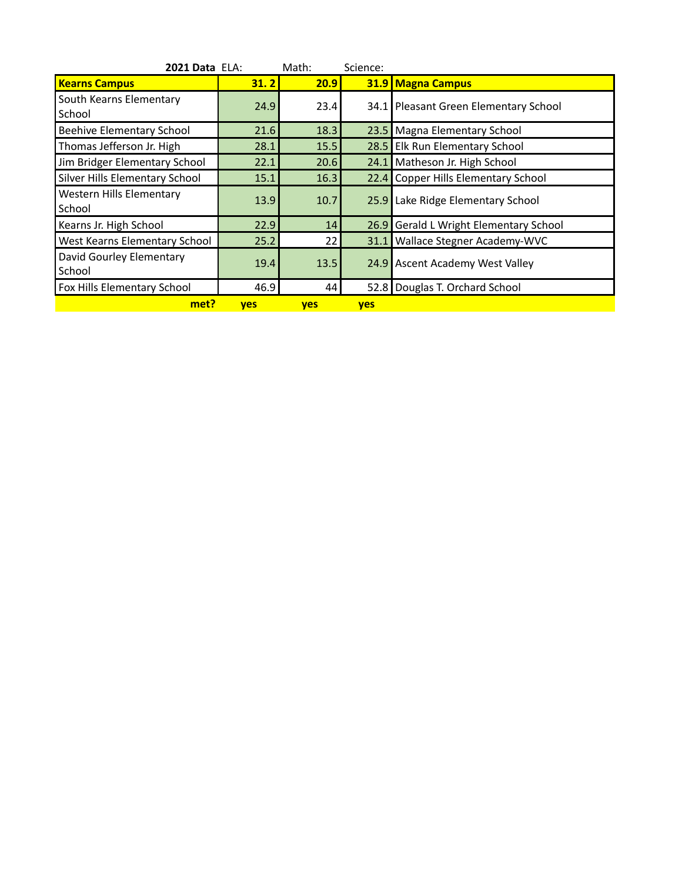| 2021 Data | ELA: | Math: | Science: | |
|---|---|---|---|---|
| **Kearns Campus** | **31. 2** | **20.9** | **31.9** | **Magna Campus** |
| South Kearns Elementary School | 24.9 | 23.4 | 34.1 | Pleasant Green Elementary School |
| Beehive Elementary School | 21.6 | 18.3 | 23.5 | Magna Elementary School |
| Thomas Jefferson Jr. High | 28.1 | 15.5 | 28.5 | Elk Run Elementary School |
| Jim Bridger Elementary School | 22.1 | 20.6 | 24.1 | Matheson Jr. High School |
| Silver Hills Elementary School | 15.1 | 16.3 | 22.4 | Copper Hills Elementary School |
| Western Hills Elementary School | 13.9 | 10.7 | 25.9 | Lake Ridge Elementary School |
| Kearns Jr. High School | 22.9 | 14 | 26.9 | Gerald L Wright Elementary School |
| West Kearns Elementary School | 25.2 | 22 | 31.1 | Wallace Stegner Academy-WVC |
| David Gourley Elementary School | 19.4 | 13.5 | 24.9 | Ascent Academy West Valley |
| Fox Hills Elementary School | 46.9 | 44 | 52.8 | Douglas T. Orchard School |
| **met?** | **yes** | **yes** | **yes** | |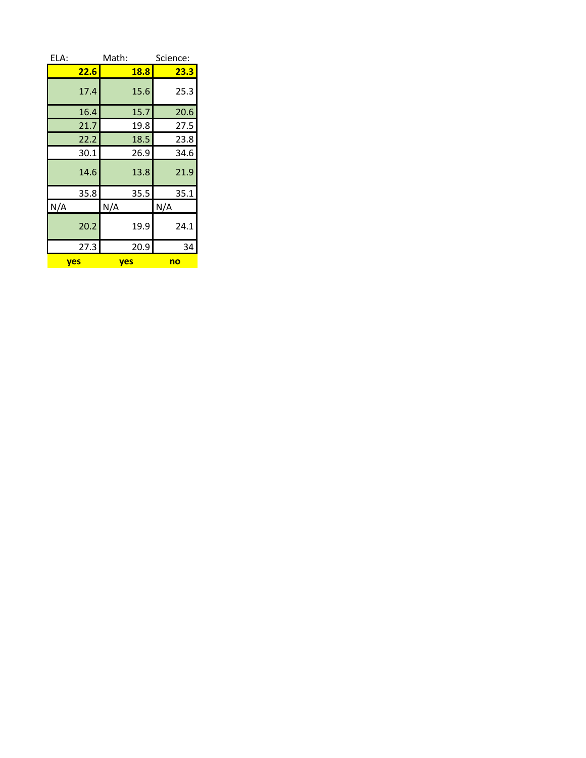| ELA: | Math: | Science: |
| --- | --- | --- |
| **22.6** | **18.8** | **23.3** |
| 17.4 | 15.6 | 25.3 |
| 16.4 | 15.7 | 20.6 |
| 21.7 | 19.8 | 27.5 |
| 22.2 | 18.5 | 23.8 |
| 30.1 | 26.9 | 34.6 |
| 14.6 | 13.8 | 21.9 |
| 35.8 | 35.5 | 35.1 |
| N/A | N/A | N/A |
| 20.2 | 19.9 | 24.1 |
| 27.3 | 20.9 | 34 |
| **yes** | **yes** | **no** |